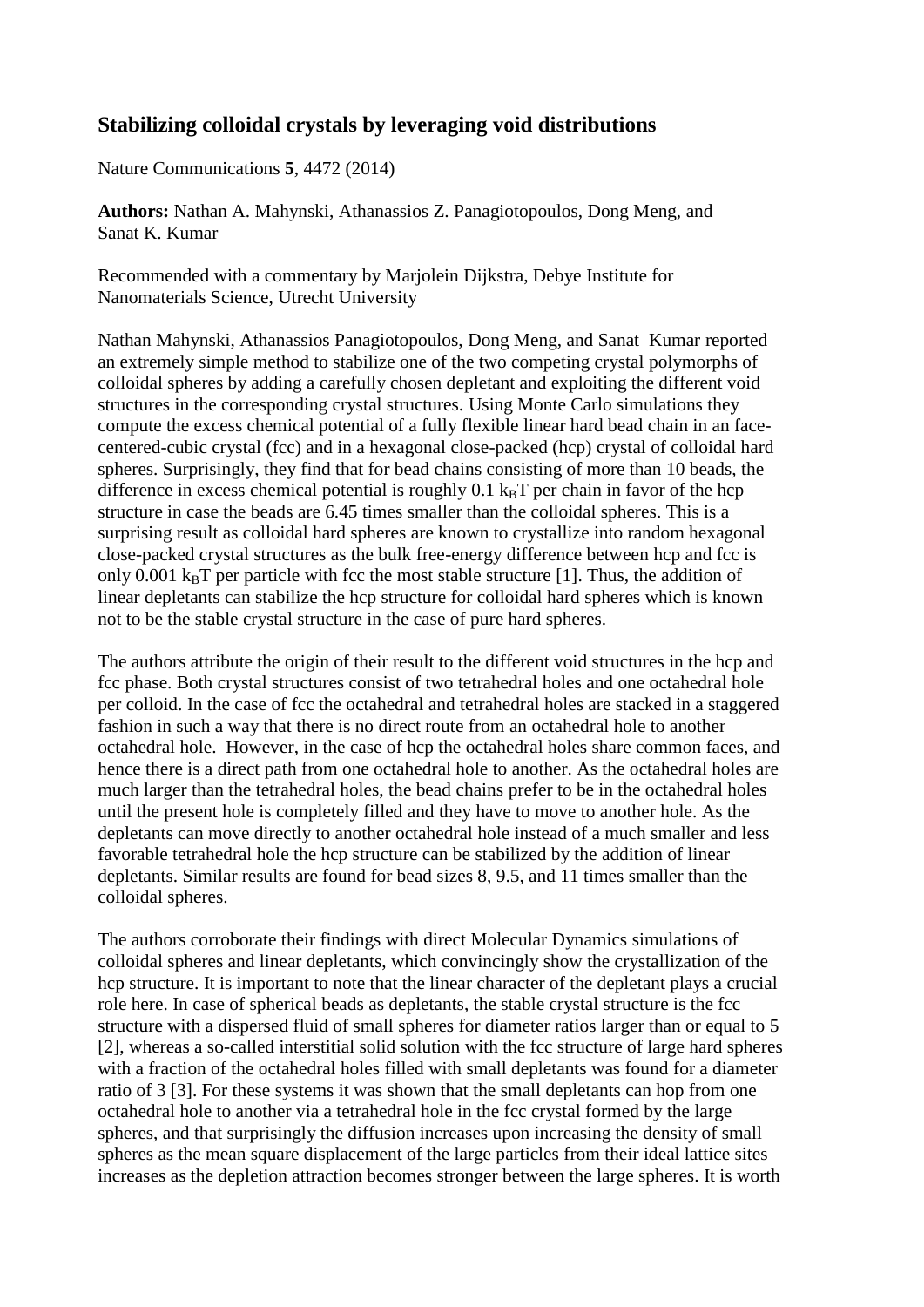## Stabilizing colloidal crystals by leveraging void distributions

Nature Communications **5**, 4472 (2014)

**Authors:** Nathan A. Mahynski, Athanassios Z. Panagiotopoulos, Dong Meng, and Sanat K. Kumar

Recommended with a commentary by Marjolein Dijkstra, Debye Institute for Nanomaterials Science, Utrecht University

Nathan Mahynski, Athanassios Panagiotopoulos, Dong Meng, and Sanat Kumar reported an extremely simple method to stabilize one of the two competing crystal polymorphs of colloidal spheres by adding a carefully chosen depletant and exploiting the different void structures in the corresponding crystal structures. Using Monte Carlo simulations they compute the excess chemical potential of a fully flexible linear hard bead chain in an face-centered-cubic crystal (fcc) and in a hexagonal close-packed (hcp) crystal of colloidal hard spheres. Surprisingly, they find that for bead chains consisting of more than 10 beads, the difference in excess chemical potential is roughly 0.1 $k_BT$ per chain in favor of the hcp structure in case the beads are 6.45 times smaller than the colloidal spheres. This is a surprising result as colloidal hard spheres are known to crystallize into random hexagonal close-packed crystal structures as the bulk free-energy difference between hcp and fcc is only 0.001 $k_BT$ per particle with fcc the most stable structure [1]. Thus, the addition of linear depletants can stabilize the hcp structure for colloidal hard spheres which is known not to be the stable crystal structure in the case of pure hard spheres.

The authors attribute the origin of their result to the different void structures in the hcp and fcc phase. Both crystal structures consist of two tetrahedral holes and one octahedral hole per colloid. In the case of fcc the octahedral and tetrahedral holes are stacked in a staggered fashion in such a way that there is no direct route from an octahedral hole to another octahedral hole. However, in the case of hcp the octahedral holes share common faces, and hence there is a direct path from one octahedral hole to another. As the octahedral holes are much larger than the tetrahedral holes, the bead chains prefer to be in the octahedral holes until the present hole is completely filled and they have to move to another hole. As the depletants can move directly to another octahedral hole instead of a much smaller and less favorable tetrahedral hole the hcp structure can be stabilized by the addition of linear depletants. Similar results are found for bead sizes 8, 9.5, and 11 times smaller than the colloidal spheres.

The authors corroborate their findings with direct Molecular Dynamics simulations of colloidal spheres and linear depletants, which convincingly show the crystallization of the hcp structure. It is important to note that the linear character of the depletant plays a crucial role here. In case of spherical beads as depletants, the stable crystal structure is the fcc structure with a dispersed fluid of small spheres for diameter ratios larger than or equal to 5 [2], whereas a so-called interstitial solid solution with the fcc structure of large hard spheres with a fraction of the octahedral holes filled with small depletants was found for a diameter ratio of 3 [3]. For these systems it was shown that the small depletants can hop from one octahedral hole to another via a tetrahedral hole in the fcc crystal formed by the large spheres, and that surprisingly the diffusion increases upon increasing the density of small spheres as the mean square displacement of the large particles from their ideal lattice sites increases as the depletion attraction becomes stronger between the large spheres. It is worth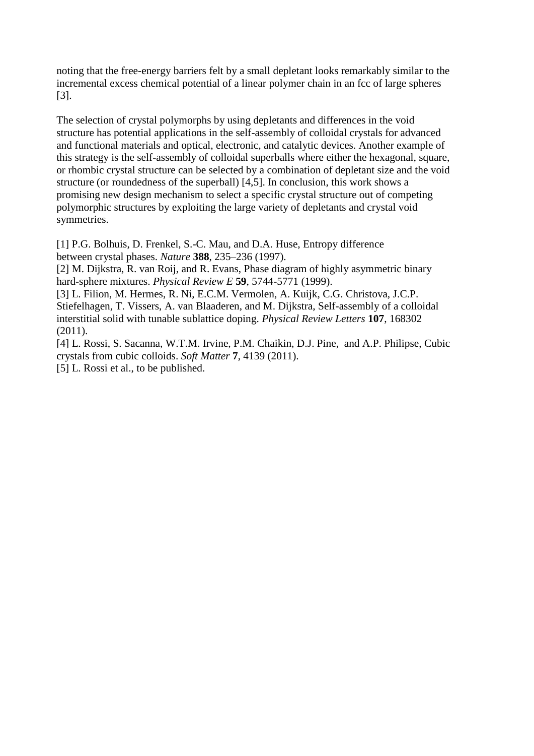noting that the free-energy barriers felt by a small depletant looks remarkably similar to the incremental excess chemical potential of a linear polymer chain in an fcc of large spheres [3].

The selection of crystal polymorphs by using depletants and differences in the void structure has potential applications in the self-assembly of colloidal crystals for advanced and functional materials and optical, electronic, and catalytic devices. Another example of this strategy is the self-assembly of colloidal superballs where either the hexagonal, square, or rhombic crystal structure can be selected by a combination of depletant size and the void structure (or roundedness of the superball) [4,5]. In conclusion, this work shows a promising new design mechanism to select a specific crystal structure out of competing polymorphic structures by exploiting the large variety of depletants and crystal void symmetries.

[1] P.G. Bolhuis, D. Frenkel, S.-C. Mau, and D.A. Huse, Entropy difference between crystal phases. *Nature* **388**, 235–236 (1997).
[2] M. Dijkstra, R. van Roij, and R. Evans, Phase diagram of highly asymmetric binary hard-sphere mixtures. *Physical Review E* **59**, 5744-5771 (1999).
[3] L. Filion, M. Hermes, R. Ni, E.C.M. Vermolen, A. Kuijk, C.G. Christova, J.C.P. Stiefelhagen, T. Vissers, A. van Blaaderen, and M. Dijkstra, Self-assembly of a colloidal interstitial solid with tunable sublattice doping. *Physical Review Letters* **107**, 168302 (2011).
[4] L. Rossi, S. Sacanna, W.T.M. Irvine, P.M. Chaikin, D.J. Pine, and A.P. Philipse, Cubic crystals from cubic colloids. *Soft Matter* **7**, 4139 (2011).
[5] L. Rossi et al., to be published.